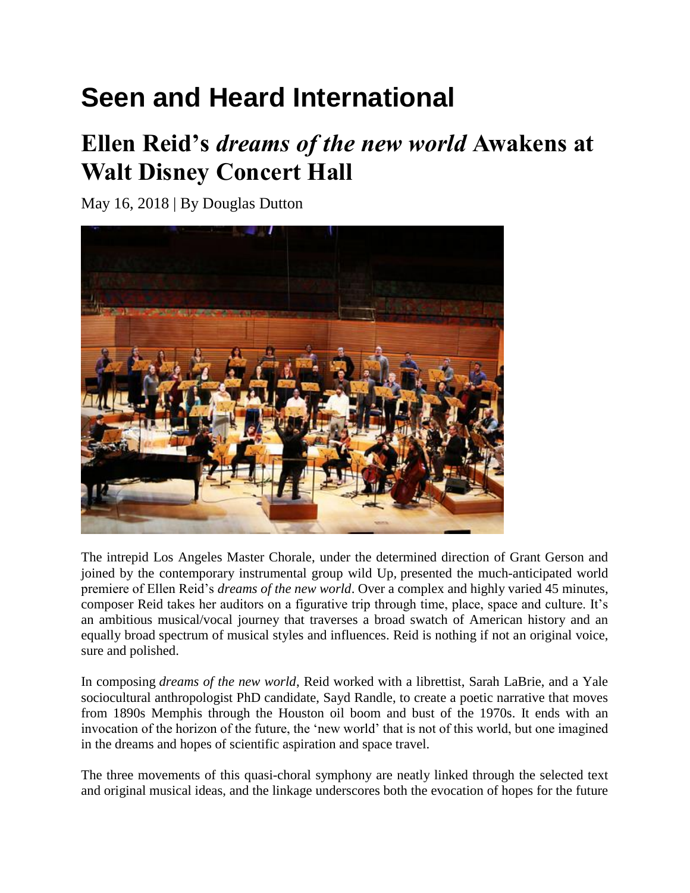# Seen and Heard International

## Ellen Reid's *dreams of the new world* Awakens at Walt Disney Concert Hall

May 16, 2018 | By Douglas Dutton

The intrepid Los Angeles Master Chorale, under the determined direction of Grant Gerson and joined by the contemporary instrumental group wild Up, presented the much-anticipated world premiere of Ellen Reid's *dreams of the new world*. Over a complex and highly varied 45 minutes, composer Reid takes her auditors on a figurative trip through time, place, space and culture. It's an ambitious musical/vocal journey that traverses a broad swatch of American history and an equally broad spectrum of musical styles and influences. Reid is nothing if not an original voice, sure and polished.

In composing *dreams of the new world*, Reid worked with a librettist, Sarah LaBrie, and a Yale sociocultural anthropologist PhD candidate, Sayd Randle, to create a poetic narrative that moves from 1890s Memphis through the Houston oil boom and bust of the 1970s. It ends with an invocation of the horizon of the future, the 'new world' that is not of this world, but one imagined in the dreams and hopes of scientific aspiration and space travel.

The three movements of this quasi-choral symphony are neatly linked through the selected text and original musical ideas, and the linkage underscores both the evocation of hopes for the future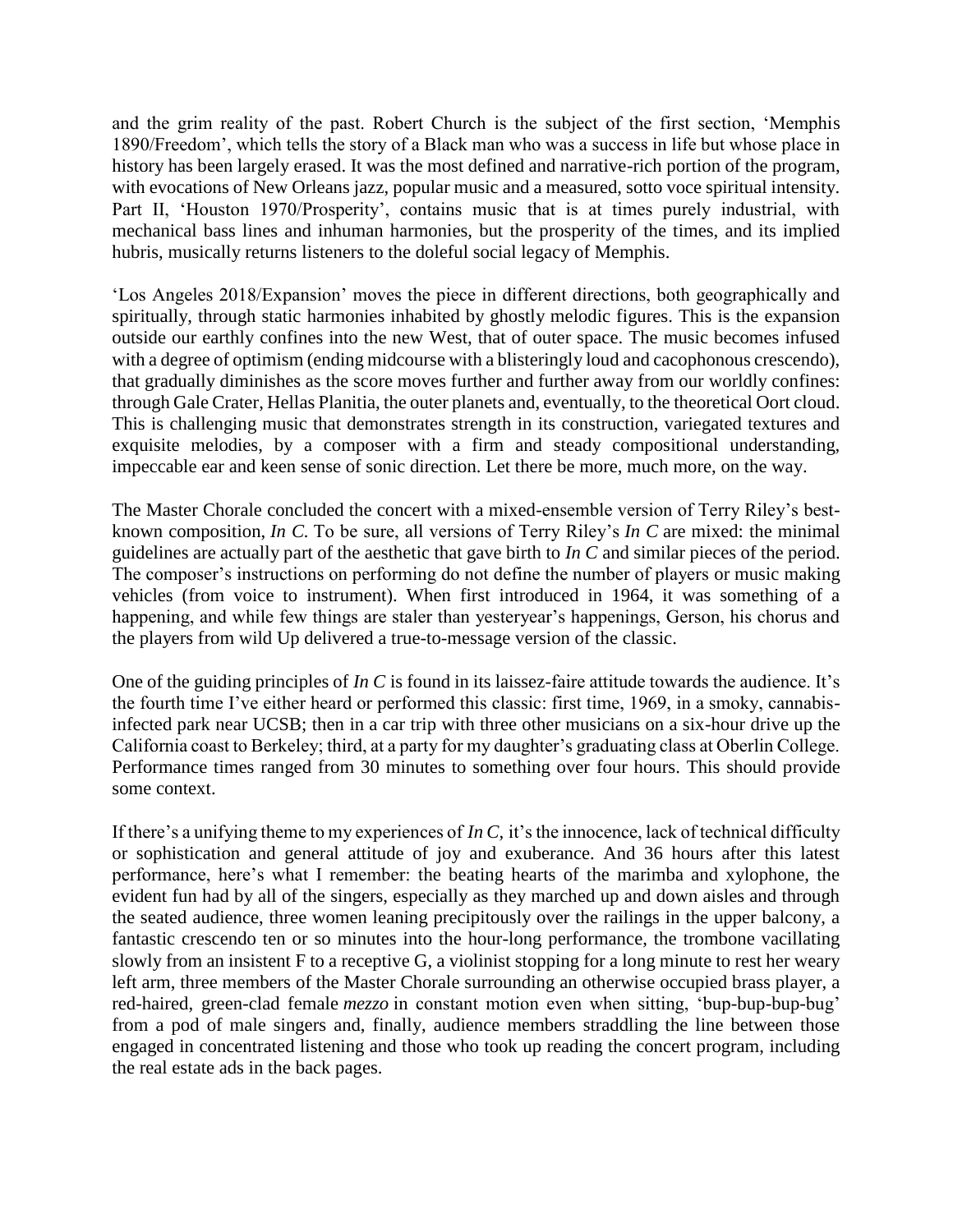and the grim reality of the past. Robert Church is the subject of the first section, 'Memphis 1890/Freedom', which tells the story of a Black man who was a success in life but whose place in history has been largely erased. It was the most defined and narrative-rich portion of the program, with evocations of New Orleans jazz, popular music and a measured, sotto voce spiritual intensity. Part II, 'Houston 1970/Prosperity', contains music that is at times purely industrial, with mechanical bass lines and inhuman harmonies, but the prosperity of the times, and its implied hubris, musically returns listeners to the doleful social legacy of Memphis.

'Los Angeles 2018/Expansion' moves the piece in different directions, both geographically and spiritually, through static harmonies inhabited by ghostly melodic figures. This is the expansion outside our earthly confines into the new West, that of outer space. The music becomes infused with a degree of optimism (ending midcourse with a blisteringly loud and cacophonous crescendo), that gradually diminishes as the score moves further and further away from our worldly confines: through Gale Crater, Hellas Planitia, the outer planets and, eventually, to the theoretical Oort cloud. This is challenging music that demonstrates strength in its construction, variegated textures and exquisite melodies, by a composer with a firm and steady compositional understanding, impeccable ear and keen sense of sonic direction. Let there be more, much more, on the way.

The Master Chorale concluded the concert with a mixed-ensemble version of Terry Riley's best-known composition, *In C*. To be sure, all versions of Terry Riley's *In C* are mixed: the minimal guidelines are actually part of the aesthetic that gave birth to *In C* and similar pieces of the period. The composer's instructions on performing do not define the number of players or music making vehicles (from voice to instrument). When first introduced in 1964, it was something of a happening, and while few things are staler than yesteryear's happenings, Gerson, his chorus and the players from wild Up delivered a true-to-message version of the classic.

One of the guiding principles of *In C* is found in its laissez-faire attitude towards the audience. It's the fourth time I've either heard or performed this classic: first time, 1969, in a smoky, cannabis-infected park near UCSB; then in a car trip with three other musicians on a six-hour drive up the California coast to Berkeley; third, at a party for my daughter's graduating class at Oberlin College. Performance times ranged from 30 minutes to something over four hours. This should provide some context.

If there's a unifying theme to my experiences of *In C*, it's the innocence, lack of technical difficulty or sophistication and general attitude of joy and exuberance. And 36 hours after this latest performance, here's what I remember: the beating hearts of the marimba and xylophone, the evident fun had by all of the singers, especially as they marched up and down aisles and through the seated audience, three women leaning precipitously over the railings in the upper balcony, a fantastic crescendo ten or so minutes into the hour-long performance, the trombone vacillating slowly from an insistent F to a receptive G, a violinist stopping for a long minute to rest her weary left arm, three members of the Master Chorale surrounding an otherwise occupied brass player, a red-haired, green-clad female *mezzo* in constant motion even when sitting, 'bup-bup-bup-bug' from a pod of male singers and, finally, audience members straddling the line between those engaged in concentrated listening and those who took up reading the concert program, including the real estate ads in the back pages.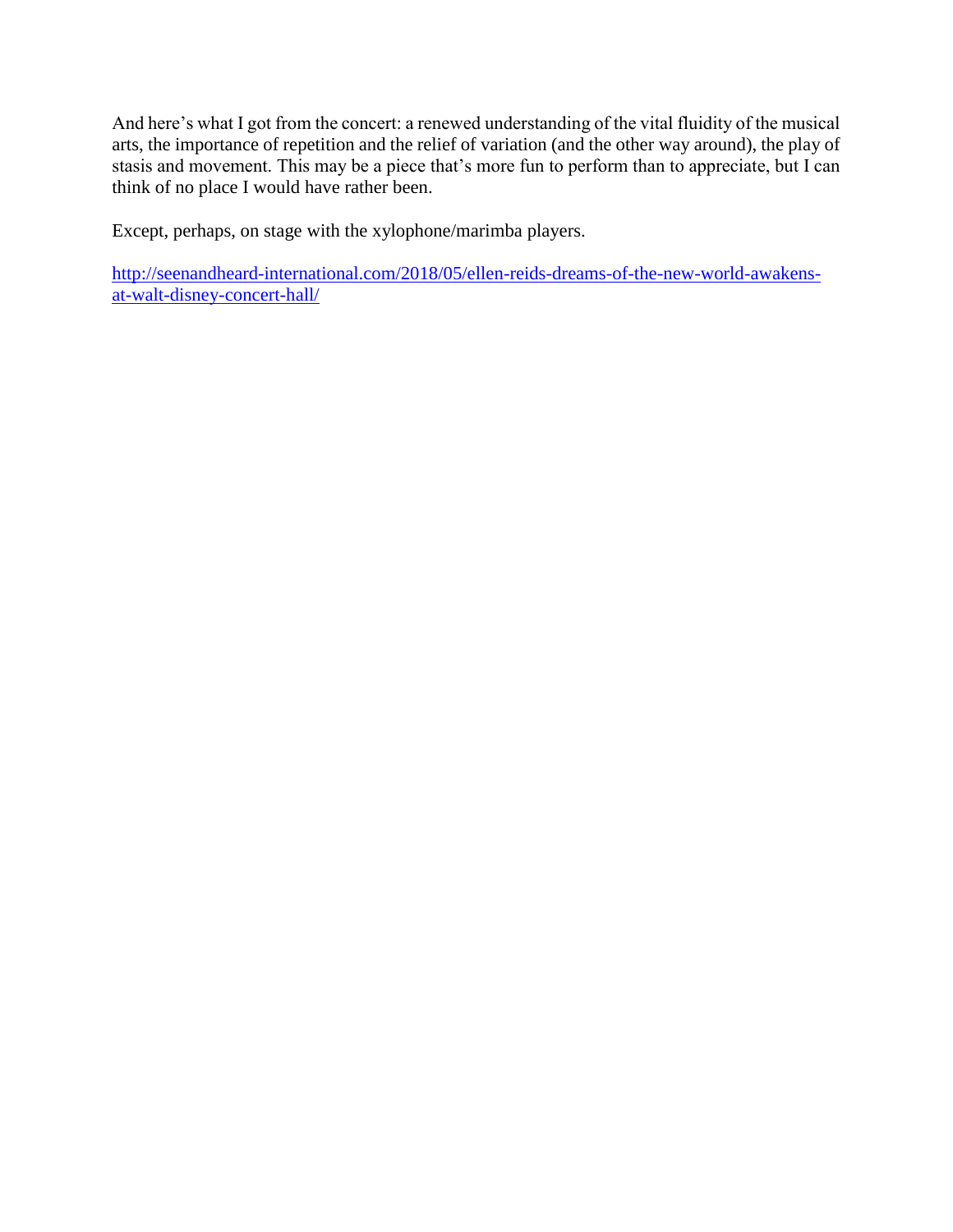And here's what I got from the concert: a renewed understanding of the vital fluidity of the musical arts, the importance of repetition and the relief of variation (and the other way around), the play of stasis and movement. This may be a piece that's more fun to perform than to appreciate, but I can think of no place I would have rather been.

Except, perhaps, on stage with the xylophone/marimba players.

[http://seenandheard-international.com/2018/05/ellen-reids-dreams-of-the-new-world-awakens-at-walt-disney-concert-hall/](http://seenandheard-international.com/2018/05/ellen-reids-dreams-of-the-new-world-awakens-at-walt-disney-concert-hall/)